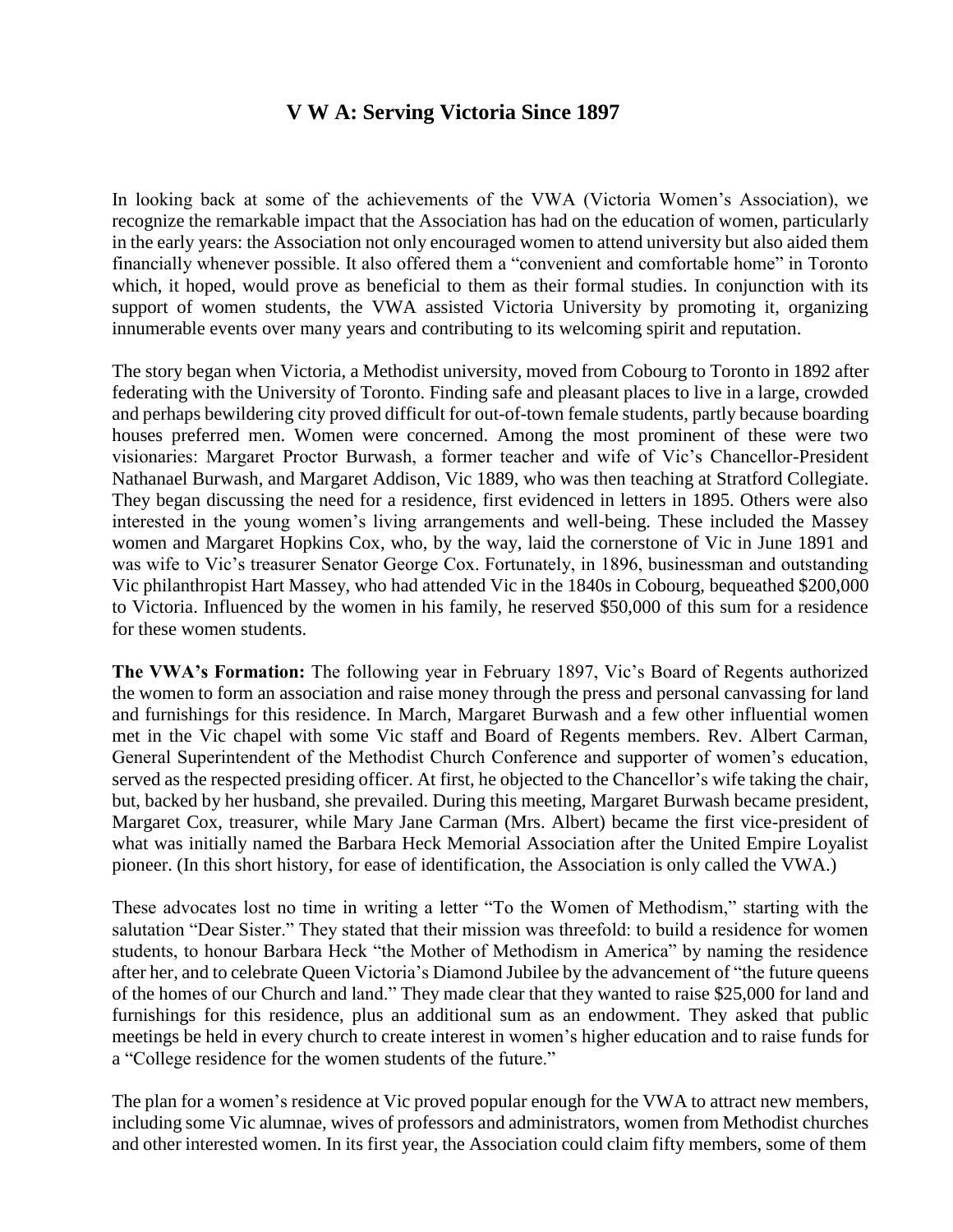# V W A: Serving Victoria Since 1897

In looking back at some of the achievements of the VWA (Victoria Women's Association), we recognize the remarkable impact that the Association has had on the education of women, particularly in the early years: the Association not only encouraged women to attend university but also aided them financially whenever possible. It also offered them a "convenient and comfortable home" in Toronto which, it hoped, would prove as beneficial to them as their formal studies. In conjunction with its support of women students, the VWA assisted Victoria University by promoting it, organizing innumerable events over many years and contributing to its welcoming spirit and reputation.

The story began when Victoria, a Methodist university, moved from Cobourg to Toronto in 1892 after federating with the University of Toronto. Finding safe and pleasant places to live in a large, crowded and perhaps bewildering city proved difficult for out-of-town female students, partly because boarding houses preferred men. Women were concerned. Among the most prominent of these were two visionaries: Margaret Proctor Burwash, a former teacher and wife of Vic's Chancellor-President Nathanael Burwash, and Margaret Addison, Vic 1889, who was then teaching at Stratford Collegiate. They began discussing the need for a residence, first evidenced in letters in 1895. Others were also interested in the young women's living arrangements and well-being. These included the Massey women and Margaret Hopkins Cox, who, by the way, laid the cornerstone of Vic in June 1891 and was wife to Vic's treasurer Senator George Cox. Fortunately, in 1896, businessman and outstanding Vic philanthropist Hart Massey, who had attended Vic in the 1840s in Cobourg, bequeathed $200,000 to Victoria. Influenced by the women in his family, he reserved $50,000 of this sum for a residence for these women students.

**The VWA's Formation:** The following year in February 1897, Vic's Board of Regents authorized the women to form an association and raise money through the press and personal canvassing for land and furnishings for this residence. In March, Margaret Burwash and a few other influential women met in the Vic chapel with some Vic staff and Board of Regents members. Rev. Albert Carman, General Superintendent of the Methodist Church Conference and supporter of women's education, served as the respected presiding officer. At first, he objected to the Chancellor's wife taking the chair, but, backed by her husband, she prevailed. During this meeting, Margaret Burwash became president, Margaret Cox, treasurer, while Mary Jane Carman (Mrs. Albert) became the first vice-president of what was initially named the Barbara Heck Memorial Association after the United Empire Loyalist pioneer. (In this short history, for ease of identification, the Association is only called the VWA.)

These advocates lost no time in writing a letter "To the Women of Methodism," starting with the salutation "Dear Sister." They stated that their mission was threefold: to build a residence for women students, to honour Barbara Heck "the Mother of Methodism in America" by naming the residence after her, and to celebrate Queen Victoria's Diamond Jubilee by the advancement of "the future queens of the homes of our Church and land." They made clear that they wanted to raise $25,000 for land and furnishings for this residence, plus an additional sum as an endowment. They asked that public meetings be held in every church to create interest in women's higher education and to raise funds for a "College residence for the women students of the future."

The plan for a women's residence at Vic proved popular enough for the VWA to attract new members, including some Vic alumnae, wives of professors and administrators, women from Methodist churches and other interested women. In its first year, the Association could claim fifty members, some of them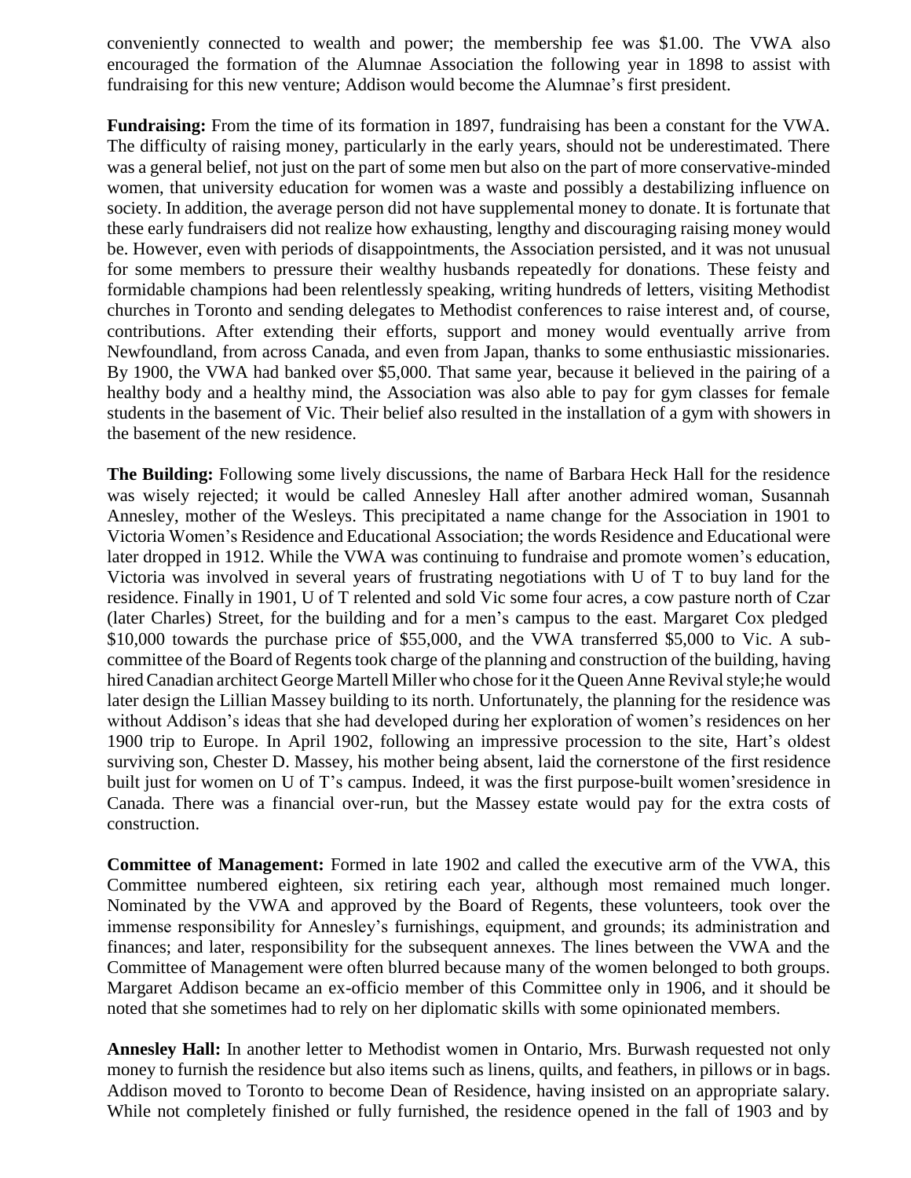conveniently connected to wealth and power; the membership fee was $1.00. The VWA also encouraged the formation of the Alumnae Association the following year in 1898 to assist with fundraising for this new venture; Addison would become the Alumnae's first president.

**Fundraising:** From the time of its formation in 1897, fundraising has been a constant for the VWA. The difficulty of raising money, particularly in the early years, should not be underestimated. There was a general belief, not just on the part of some men but also on the part of more conservative-minded women, that university education for women was a waste and possibly a destabilizing influence on society. In addition, the average person did not have supplemental money to donate. It is fortunate that these early fundraisers did not realize how exhausting, lengthy and discouraging raising money would be. However, even with periods of disappointments, the Association persisted, and it was not unusual for some members to pressure their wealthy husbands repeatedly for donations. These feisty and formidable champions had been relentlessly speaking, writing hundreds of letters, visiting Methodist churches in Toronto and sending delegates to Methodist conferences to raise interest and, of course, contributions. After extending their efforts, support and money would eventually arrive from Newfoundland, from across Canada, and even from Japan, thanks to some enthusiastic missionaries. By 1900, the VWA had banked over $5,000. That same year, because it believed in the pairing of a healthy body and a healthy mind, the Association was also able to pay for gym classes for female students in the basement of Vic. Their belief also resulted in the installation of a gym with showers in the basement of the new residence.

**The Building:** Following some lively discussions, the name of Barbara Heck Hall for the residence was wisely rejected; it would be called Annesley Hall after another admired woman, Susannah Annesley, mother of the Wesleys. This precipitated a name change for the Association in 1901 to Victoria Women's Residence and Educational Association; the words Residence and Educational were later dropped in 1912. While the VWA was continuing to fundraise and promote women's education, Victoria was involved in several years of frustrating negotiations with U of T to buy land for the residence. Finally in 1901, U of T relented and sold Vic some four acres, a cow pasture north of Czar (later Charles) Street, for the building and for a men's campus to the east. Margaret Cox pledged $10,000 towards the purchase price of $55,000, and the VWA transferred $5,000 to Vic. A sub-committee of the Board of Regents took charge of the planning and construction of the building, having hired Canadian architect George Martell Miller who chose for it the Queen Anne Revival style;he would later design the Lillian Massey building to its north. Unfortunately, the planning for the residence was without Addison's ideas that she had developed during her exploration of women's residences on her 1900 trip to Europe. In April 1902, following an impressive procession to the site, Hart's oldest surviving son, Chester D. Massey, his mother being absent, laid the cornerstone of the first residence built just for women on U of T's campus. Indeed, it was the first purpose-built women'sresidence in Canada. There was a financial over-run, but the Massey estate would pay for the extra costs of construction.

**Committee of Management:** Formed in late 1902 and called the executive arm of the VWA, this Committee numbered eighteen, six retiring each year, although most remained much longer. Nominated by the VWA and approved by the Board of Regents, these volunteers, took over the immense responsibility for Annesley's furnishings, equipment, and grounds; its administration and finances; and later, responsibility for the subsequent annexes. The lines between the VWA and the Committee of Management were often blurred because many of the women belonged to both groups. Margaret Addison became an ex-officio member of this Committee only in 1906, and it should be noted that she sometimes had to rely on her diplomatic skills with some opinionated members.

**Annesley Hall:** In another letter to Methodist women in Ontario, Mrs. Burwash requested not only money to furnish the residence but also items such as linens, quilts, and feathers, in pillows or in bags. Addison moved to Toronto to become Dean of Residence, having insisted on an appropriate salary. While not completely finished or fully furnished, the residence opened in the fall of 1903 and by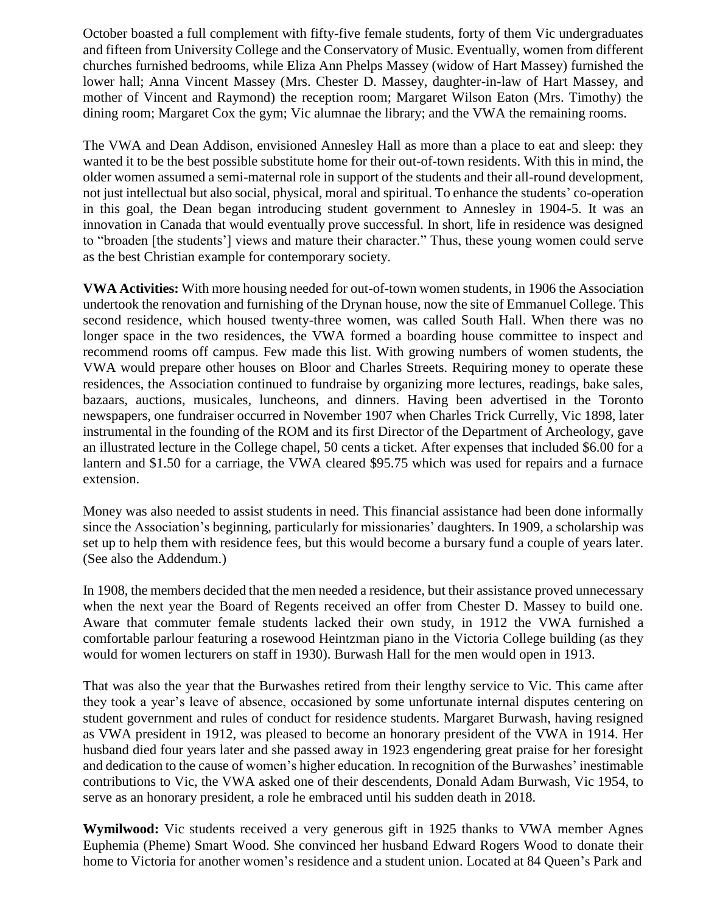October boasted a full complement with fifty-five female students, forty of them Vic undergraduates and fifteen from University College and the Conservatory of Music. Eventually, women from different churches furnished bedrooms, while Eliza Ann Phelps Massey (widow of Hart Massey) furnished the lower hall; Anna Vincent Massey (Mrs. Chester D. Massey, daughter-in-law of Hart Massey, and mother of Vincent and Raymond) the reception room; Margaret Wilson Eaton (Mrs. Timothy) the dining room; Margaret Cox the gym; Vic alumnae the library; and the VWA the remaining rooms.

The VWA and Dean Addison, envisioned Annesley Hall as more than a place to eat and sleep: they wanted it to be the best possible substitute home for their out-of-town residents. With this in mind, the older women assumed a semi-maternal role in support of the students and their all-round development, not just intellectual but also social, physical, moral and spiritual. To enhance the students' co-operation in this goal, the Dean began introducing student government to Annesley in 1904-5. It was an innovation in Canada that would eventually prove successful. In short, life in residence was designed to "broaden [the students'] views and mature their character." Thus, these young women could serve as the best Christian example for contemporary society.

**VWA Activities:** With more housing needed for out-of-town women students, in 1906 the Association undertook the renovation and furnishing of the Drynan house, now the site of Emmanuel College. This second residence, which housed twenty-three women, was called South Hall. When there was no longer space in the two residences, the VWA formed a boarding house committee to inspect and recommend rooms off campus. Few made this list. With growing numbers of women students, the VWA would prepare other houses on Bloor and Charles Streets. Requiring money to operate these residences, the Association continued to fundraise by organizing more lectures, readings, bake sales, bazaars, auctions, musicales, luncheons, and dinners. Having been advertised in the Toronto newspapers, one fundraiser occurred in November 1907 when Charles Trick Currelly, Vic 1898, later instrumental in the founding of the ROM and its first Director of the Department of Archeology, gave an illustrated lecture in the College chapel, 50 cents a ticket. After expenses that included $6.00 for a lantern and $1.50 for a carriage, the VWA cleared $95.75 which was used for repairs and a furnace extension.

Money was also needed to assist students in need. This financial assistance had been done informally since the Association's beginning, particularly for missionaries' daughters. In 1909, a scholarship was set up to help them with residence fees, but this would become a bursary fund a couple of years later. (See also the Addendum.)

In 1908, the members decided that the men needed a residence, but their assistance proved unnecessary when the next year the Board of Regents received an offer from Chester D. Massey to build one. Aware that commuter female students lacked their own study, in 1912 the VWA furnished a comfortable parlour featuring a rosewood Heintzman piano in the Victoria College building (as they would for women lecturers on staff in 1930). Burwash Hall for the men would open in 1913.

That was also the year that the Burwashes retired from their lengthy service to Vic. This came after they took a year's leave of absence, occasioned by some unfortunate internal disputes centering on student government and rules of conduct for residence students. Margaret Burwash, having resigned as VWA president in 1912, was pleased to become an honorary president of the VWA in 1914. Her husband died four years later and she passed away in 1923 engendering great praise for her foresight and dedication to the cause of women's higher education. In recognition of the Burwashes' inestimable contributions to Vic, the VWA asked one of their descendents, Donald Adam Burwash, Vic 1954, to serve as an honorary president, a role he embraced until his sudden death in 2018.

**Wymilwood:** Vic students received a very generous gift in 1925 thanks to VWA member Agnes Euphemia (Pheme) Smart Wood. She convinced her husband Edward Rogers Wood to donate their home to Victoria for another women's residence and a student union. Located at 84 Queen's Park and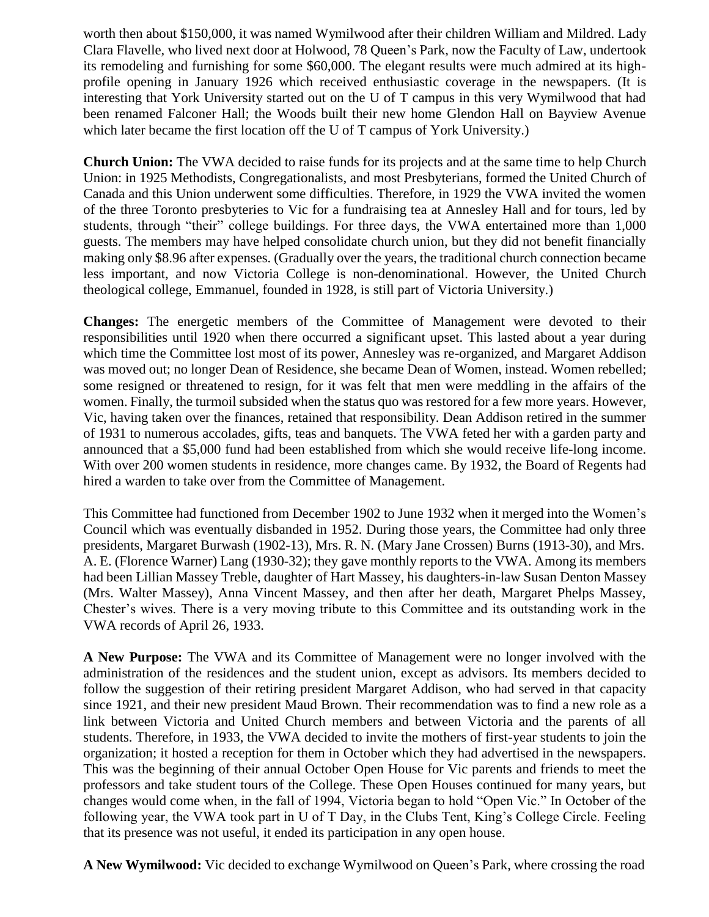worth then about $150,000, it was named Wymilwood after their children William and Mildred. Lady Clara Flavelle, who lived next door at Holwood, 78 Queen's Park, now the Faculty of Law, undertook its remodeling and furnishing for some $60,000. The elegant results were much admired at its high-profile opening in January 1926 which received enthusiastic coverage in the newspapers. (It is interesting that York University started out on the U of T campus in this very Wymilwood that had been renamed Falconer Hall; the Woods built their new home Glendon Hall on Bayview Avenue which later became the first location off the U of T campus of York University.)

**Church Union:** The VWA decided to raise funds for its projects and at the same time to help Church Union: in 1925 Methodists, Congregationalists, and most Presbyterians, formed the United Church of Canada and this Union underwent some difficulties. Therefore, in 1929 the VWA invited the women of the three Toronto presbyteries to Vic for a fundraising tea at Annesley Hall and for tours, led by students, through "their" college buildings. For three days, the VWA entertained more than 1,000 guests. The members may have helped consolidate church union, but they did not benefit financially making only $8.96 after expenses. (Gradually over the years, the traditional church connection became less important, and now Victoria College is non-denominational. However, the United Church theological college, Emmanuel, founded in 1928, is still part of Victoria University.)

**Changes:** The energetic members of the Committee of Management were devoted to their responsibilities until 1920 when there occurred a significant upset. This lasted about a year during which time the Committee lost most of its power, Annesley was re-organized, and Margaret Addison was moved out; no longer Dean of Residence, she became Dean of Women, instead. Women rebelled; some resigned or threatened to resign, for it was felt that men were meddling in the affairs of the women. Finally, the turmoil subsided when the status quo was restored for a few more years. However, Vic, having taken over the finances, retained that responsibility. Dean Addison retired in the summer of 1931 to numerous accolades, gifts, teas and banquets. The VWA feted her with a garden party and announced that a $5,000 fund had been established from which she would receive life-long income. With over 200 women students in residence, more changes came. By 1932, the Board of Regents had hired a warden to take over from the Committee of Management.

This Committee had functioned from December 1902 to June 1932 when it merged into the Women's Council which was eventually disbanded in 1952. During those years, the Committee had only three presidents, Margaret Burwash (1902-13), Mrs. R. N. (Mary Jane Crossen) Burns (1913-30), and Mrs. A. E. (Florence Warner) Lang (1930-32); they gave monthly reports to the VWA. Among its members had been Lillian Massey Treble, daughter of Hart Massey, his daughters-in-law Susan Denton Massey (Mrs. Walter Massey), Anna Vincent Massey, and then after her death, Margaret Phelps Massey, Chester's wives. There is a very moving tribute to this Committee and its outstanding work in the VWA records of April 26, 1933.

**A New Purpose:** The VWA and its Committee of Management were no longer involved with the administration of the residences and the student union, except as advisors. Its members decided to follow the suggestion of their retiring president Margaret Addison, who had served in that capacity since 1921, and their new president Maud Brown. Their recommendation was to find a new role as a link between Victoria and United Church members and between Victoria and the parents of all students. Therefore, in 1933, the VWA decided to invite the mothers of first-year students to join the organization; it hosted a reception for them in October which they had advertised in the newspapers. This was the beginning of their annual October Open House for Vic parents and friends to meet the professors and take student tours of the College. These Open Houses continued for many years, but changes would come when, in the fall of 1994, Victoria began to hold "Open Vic." In October of the following year, the VWA took part in U of T Day, in the Clubs Tent, King's College Circle. Feeling that its presence was not useful, it ended its participation in any open house.

**A New Wymilwood:** Vic decided to exchange Wymilwood on Queen's Park, where crossing the road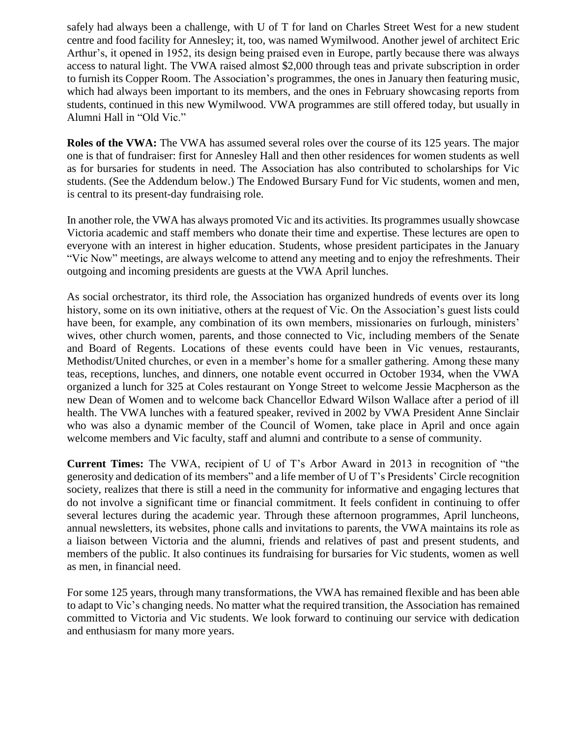safely had always been a challenge, with U of T for land on Charles Street West for a new student centre and food facility for Annesley; it, too, was named Wymilwood. Another jewel of architect Eric Arthur's, it opened in 1952, its design being praised even in Europe, partly because there was always access to natural light. The VWA raised almost $2,000 through teas and private subscription in order to furnish its Copper Room. The Association's programmes, the ones in January then featuring music, which had always been important to its members, and the ones in February showcasing reports from students, continued in this new Wymilwood. VWA programmes are still offered today, but usually in Alumni Hall in "Old Vic."

**Roles of the VWA:** The VWA has assumed several roles over the course of its 125 years. The major one is that of fundraiser: first for Annesley Hall and then other residences for women students as well as for bursaries for students in need. The Association has also contributed to scholarships for Vic students. (See the Addendum below.) The Endowed Bursary Fund for Vic students, women and men, is central to its present-day fundraising role.

In another role, the VWA has always promoted Vic and its activities. Its programmes usually showcase Victoria academic and staff members who donate their time and expertise. These lectures are open to everyone with an interest in higher education. Students, whose president participates in the January "Vic Now" meetings, are always welcome to attend any meeting and to enjoy the refreshments. Their outgoing and incoming presidents are guests at the VWA April lunches.

As social orchestrator, its third role, the Association has organized hundreds of events over its long history, some on its own initiative, others at the request of Vic. On the Association's guest lists could have been, for example, any combination of its own members, missionaries on furlough, ministers' wives, other church women, parents, and those connected to Vic, including members of the Senate and Board of Regents. Locations of these events could have been in Vic venues, restaurants, Methodist/United churches, or even in a member's home for a smaller gathering. Among these many teas, receptions, lunches, and dinners, one notable event occurred in October 1934, when the VWA organized a lunch for 325 at Coles restaurant on Yonge Street to welcome Jessie Macpherson as the new Dean of Women and to welcome back Chancellor Edward Wilson Wallace after a period of ill health. The VWA lunches with a featured speaker, revived in 2002 by VWA President Anne Sinclair who was also a dynamic member of the Council of Women, take place in April and once again welcome members and Vic faculty, staff and alumni and contribute to a sense of community.

**Current Times:** The VWA, recipient of U of T's Arbor Award in 2013 in recognition of "the generosity and dedication of its members" and a life member of U of T's Presidents' Circle recognition society, realizes that there is still a need in the community for informative and engaging lectures that do not involve a significant time or financial commitment. It feels confident in continuing to offer several lectures during the academic year. Through these afternoon programmes, April luncheons, annual newsletters, its websites, phone calls and invitations to parents, the VWA maintains its role as a liaison between Victoria and the alumni, friends and relatives of past and present students, and members of the public. It also continues its fundraising for bursaries for Vic students, women as well as men, in financial need.

For some 125 years, through many transformations, the VWA has remained flexible and has been able to adapt to Vic's changing needs. No matter what the required transition, the Association has remained committed to Victoria and Vic students. We look forward to continuing our service with dedication and enthusiasm for many more years.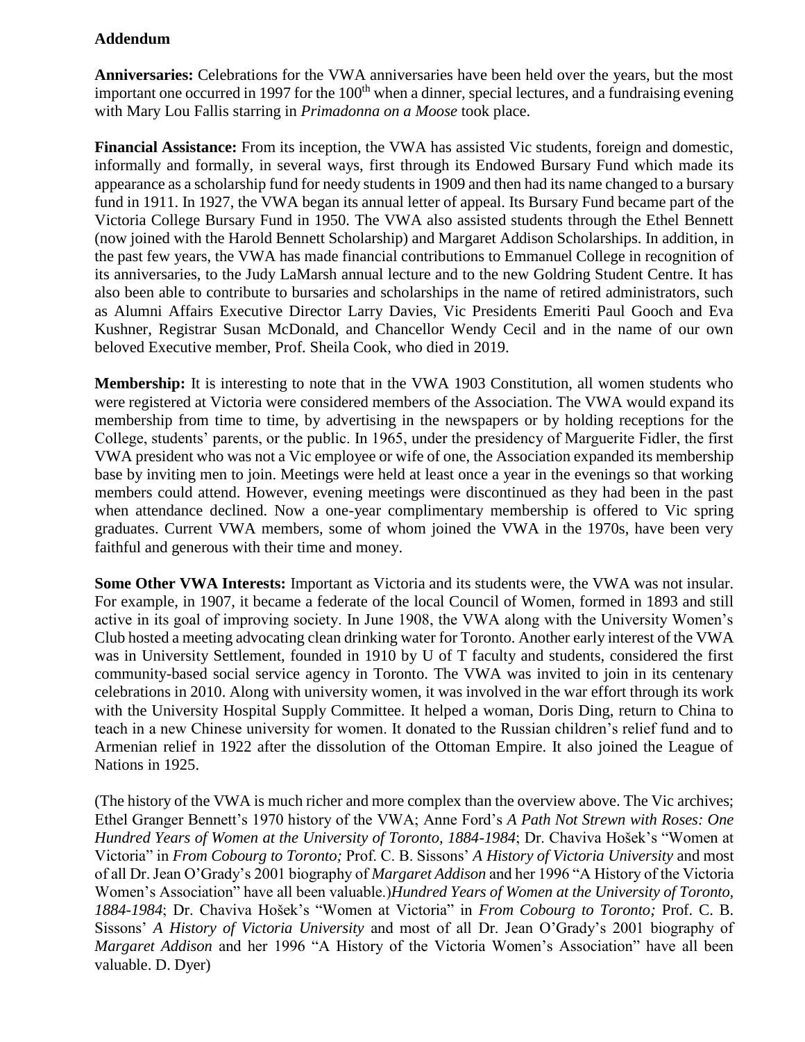**Addendum**

**Anniversaries:** Celebrations for the VWA anniversaries have been held over the years, but the most important one occurred in 1997 for the 100th when a dinner, special lectures, and a fundraising evening with Mary Lou Fallis starring in *Primadonna on a Moose* took place.

**Financial Assistance:** From its inception, the VWA has assisted Vic students, foreign and domestic, informally and formally, in several ways, first through its Endowed Bursary Fund which made its appearance as a scholarship fund for needy students in 1909 and then had its name changed to a bursary fund in 1911. In 1927, the VWA began its annual letter of appeal. Its Bursary Fund became part of the Victoria College Bursary Fund in 1950. The VWA also assisted students through the Ethel Bennett (now joined with the Harold Bennett Scholarship) and Margaret Addison Scholarships. In addition, in the past few years, the VWA has made financial contributions to Emmanuel College in recognition of its anniversaries, to the Judy LaMarsh annual lecture and to the new Goldring Student Centre. It has also been able to contribute to bursaries and scholarships in the name of retired administrators, such as Alumni Affairs Executive Director Larry Davies, Vic Presidents Emeriti Paul Gooch and Eva Kushner, Registrar Susan McDonald, and Chancellor Wendy Cecil and in the name of our own beloved Executive member, Prof. Sheila Cook, who died in 2019.

**Membership:** It is interesting to note that in the VWA 1903 Constitution, all women students who were registered at Victoria were considered members of the Association. The VWA would expand its membership from time to time, by advertising in the newspapers or by holding receptions for the College, students' parents, or the public. In 1965, under the presidency of Marguerite Fidler, the first VWA president who was not a Vic employee or wife of one, the Association expanded its membership base by inviting men to join. Meetings were held at least once a year in the evenings so that working members could attend. However, evening meetings were discontinued as they had been in the past when attendance declined. Now a one-year complimentary membership is offered to Vic spring graduates. Current VWA members, some of whom joined the VWA in the 1970s, have been very faithful and generous with their time and money.

**Some Other VWA Interests:** Important as Victoria and its students were, the VWA was not insular. For example, in 1907, it became a federate of the local Council of Women, formed in 1893 and still active in its goal of improving society. In June 1908, the VWA along with the University Women's Club hosted a meeting advocating clean drinking water for Toronto. Another early interest of the VWA was in University Settlement, founded in 1910 by U of T faculty and students, considered the first community-based social service agency in Toronto. The VWA was invited to join in its centenary celebrations in 2010. Along with university women, it was involved in the war effort through its work with the University Hospital Supply Committee. It helped a woman, Doris Ding, return to China to teach in a new Chinese university for women. It donated to the Russian children's relief fund and to Armenian relief in 1922 after the dissolution of the Ottoman Empire. It also joined the League of Nations in 1925.

(The history of the VWA is much richer and more complex than the overview above. The Vic archives; Ethel Granger Bennett's 1970 history of the VWA; Anne Ford's *A Path Not Strewn with Roses: One Hundred Years of Women at the University of Toronto, 1884-1984*; Dr. Chaviva Hošek's "Women at Victoria" in *From Cobourg to Toronto;* Prof. C. B. Sissons' *A History of Victoria University* and most of all Dr. Jean O'Grady's 2001 biography of *Margaret Addison* and her 1996 "A History of the Victoria Women's Association" have all been valuable.)*Hundred Years of Women at the University of Toronto, 1884-1984*; Dr. Chaviva Hošek's "Women at Victoria" in *From Cobourg to Toronto;* Prof. C. B. Sissons' *A History of Victoria University* and most of all Dr. Jean O'Grady's 2001 biography of *Margaret Addison* and her 1996 "A History of the Victoria Women's Association" have all been valuable. D. Dyer)